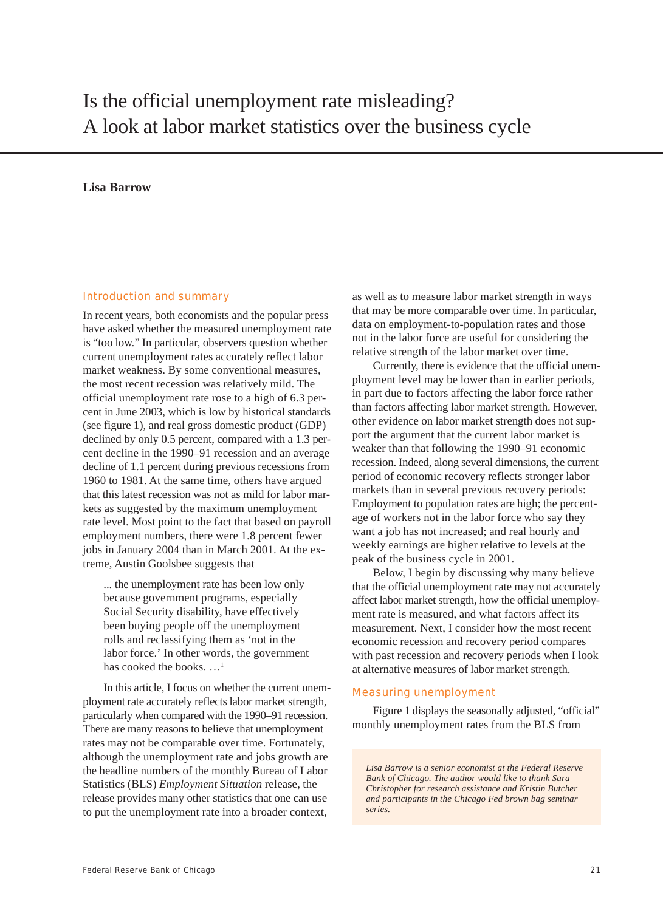# Is the official unemployment rate misleading? A look at labor market statistics over the business cycle

**Lisa Barrow**

## Introduction and summary

In recent years, both economists and the popular press have asked whether the measured unemployment rate is "too low." In particular, observers question whether current unemployment rates accurately reflect labor market weakness. By some conventional measures, the most recent recession was relatively mild. The official unemployment rate rose to a high of 6.3 percent in June 2003, which is low by historical standards (see figure 1), and real gross domestic product (GDP) declined by only 0.5 percent, compared with a 1.3 percent decline in the 1990–91 recession and an average decline of 1.1 percent during previous recessions from 1960 to 1981. At the same time, others have argued that this latest recession was not as mild for labor markets as suggested by the maximum unemployment rate level. Most point to the fact that based on payroll employment numbers, there were 1.8 percent fewer jobs in January 2004 than in March 2001. At the extreme, Austin Goolsbee suggests that

> ... the unemployment rate has been low only because government programs, especially Social Security disability, have effectively been buying people off the unemployment rolls and reclassifying them as 'not in the labor force.' In other words, the government has cooked the books. ...[1]

In this article, I focus on whether the current unemployment rate accurately reflects labor market strength, particularly when compared with the 1990–91 recession. There are many reasons to believe that unemployment rates may not be comparable over time. Fortunately, although the unemployment rate and jobs growth are the headline numbers of the monthly Bureau of Labor Statistics (BLS) *Employment Situation* release, the release provides many other statistics that one can use to put the unemployment rate into a broader context, as well as to measure labor market strength in ways that may be more comparable over time. In particular, data on employment-to-population rates and those not in the labor force are useful for considering the relative strength of the labor market over time.

Currently, there is evidence that the official unemployment level may be lower than in earlier periods, in part due to factors affecting the labor force rather than factors affecting labor market strength. However, other evidence on labor market strength does not support the argument that the current labor market is weaker than that following the 1990–91 economic recession. Indeed, along several dimensions, the current period of economic recovery reflects stronger labor markets than in several previous recovery periods: Employment to population rates are high; the percentage of workers not in the labor force who say they want a job has not increased; and real hourly and weekly earnings are higher relative to levels at the peak of the business cycle in 2001.

Below, I begin by discussing why many believe that the official unemployment rate may not accurately affect labor market strength, how the official unemployment rate is measured, and what factors affect its measurement. Next, I consider how the most recent economic recession and recovery period compares with past recession and recovery periods when I look at alternative measures of labor market strength.

## Measuring unemployment

Figure 1 displays the seasonally adjusted, "official" monthly unemployment rates from the BLS from

*Lisa Barrow is a senior economist at the Federal Reserve Bank of Chicago. The author would like to thank Sara Christopher for research assistance and Kristin Butcher and participants in the Chicago Fed brown bag seminar series.*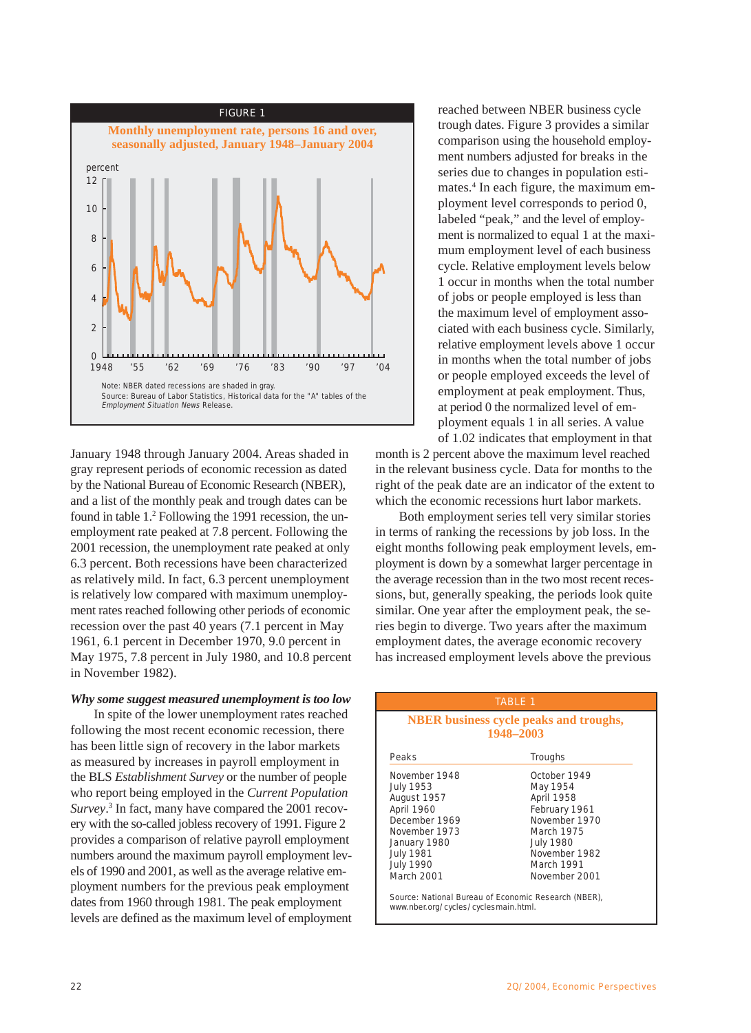FIGURE 1

**Monthly unemployment rate, persons 16 and over, seasonally adjusted, January 1948–January 2004**

Note: NBER dated recessions are shaded in gray.
Source: Bureau of Labor Statistics, Historical data for the "A" tables of the *Employment Situation News* Release.

January 1948 through January 2004. Areas shaded in gray represent periods of economic recession as dated by the National Bureau of Economic Research (NBER), and a list of the monthly peak and trough dates can be found in table 1.[2] Following the 1991 recession, the unemployment rate peaked at 7.8 percent. Following the 2001 recession, the unemployment rate peaked at only 6.3 percent. Both recessions have been characterized as relatively mild. In fact, 6.3 percent unemployment is relatively low compared with maximum unemployment rates reached following other periods of economic recession over the past 40 years (7.1 percent in May 1961, 6.1 percent in December 1970, 9.0 percent in May 1975, 7.8 percent in July 1980, and 10.8 percent in November 1982).

### *Why some suggest measured unemployment is too low*

In spite of the lower unemployment rates reached following the most recent economic recession, there has been little sign of recovery in the labor markets as measured by increases in payroll employment in the BLS *Establishment Survey* or the number of people who report being employed in the *Current Population Survey*.[3] In fact, many have compared the 2001 recovery with the so-called jobless recovery of 1991. Figure 2 provides a comparison of relative payroll employment numbers around the maximum payroll employment levels of 1990 and 2001, as well as the average relative employment numbers for the previous peak employment dates from 1960 through 1981. The peak employment levels are defined as the maximum level of employment reached between NBER business cycle trough dates. Figure 3 provides a similar comparison using the household employment numbers adjusted for breaks in the series due to changes in population estimates.[4] In each figure, the maximum employment level corresponds to period 0, labeled "peak," and the level of employment is normalized to equal 1 at the maximum employment level of each business cycle. Relative employment levels below 1 occur in months when the total number of jobs or people employed is less than the maximum level of employment associated with each business cycle. Similarly, relative employment levels above 1 occur in months when the total number of jobs or people employed exceeds the level of employment at peak employment. Thus, at period 0 the normalized level of employment equals 1 in all series. A value of 1.02 indicates that employment in that month is 2 percent above the maximum level reached in the relevant business cycle. Data for months to the right of the peak date are an indicator of the extent to which the economic recessions hurt labor markets.

Both employment series tell very similar stories in terms of ranking the recessions by job loss. In the eight months following peak employment levels, employment is down by a somewhat larger percentage in the average recession than in the two most recent recessions, but, generally speaking, the periods look quite similar. One year after the employment peak, the series begin to diverge. Two years after the maximum employment dates, the average economic recovery has increased employment levels above the previous

TABLE 1

**NBER business cycle peaks and troughs, 1948–2003**

| Peaks | Troughs |
|---|---|
| November 1948 | October 1949 |
| July 1953 | May 1954 |
| August 1957 | April 1958 |
| April 1960 | February 1961 |
| December 1969 | November 1970 |
| November 1973 | March 1975 |
| January 1980 | July 1980 |
| July 1981 | November 1982 |
| July 1990 | March 1991 |
| March 2001 | November 2001 |

Source: National Bureau of Economic Research (NBER), www.nber.org/cycles/cyclesmain.html.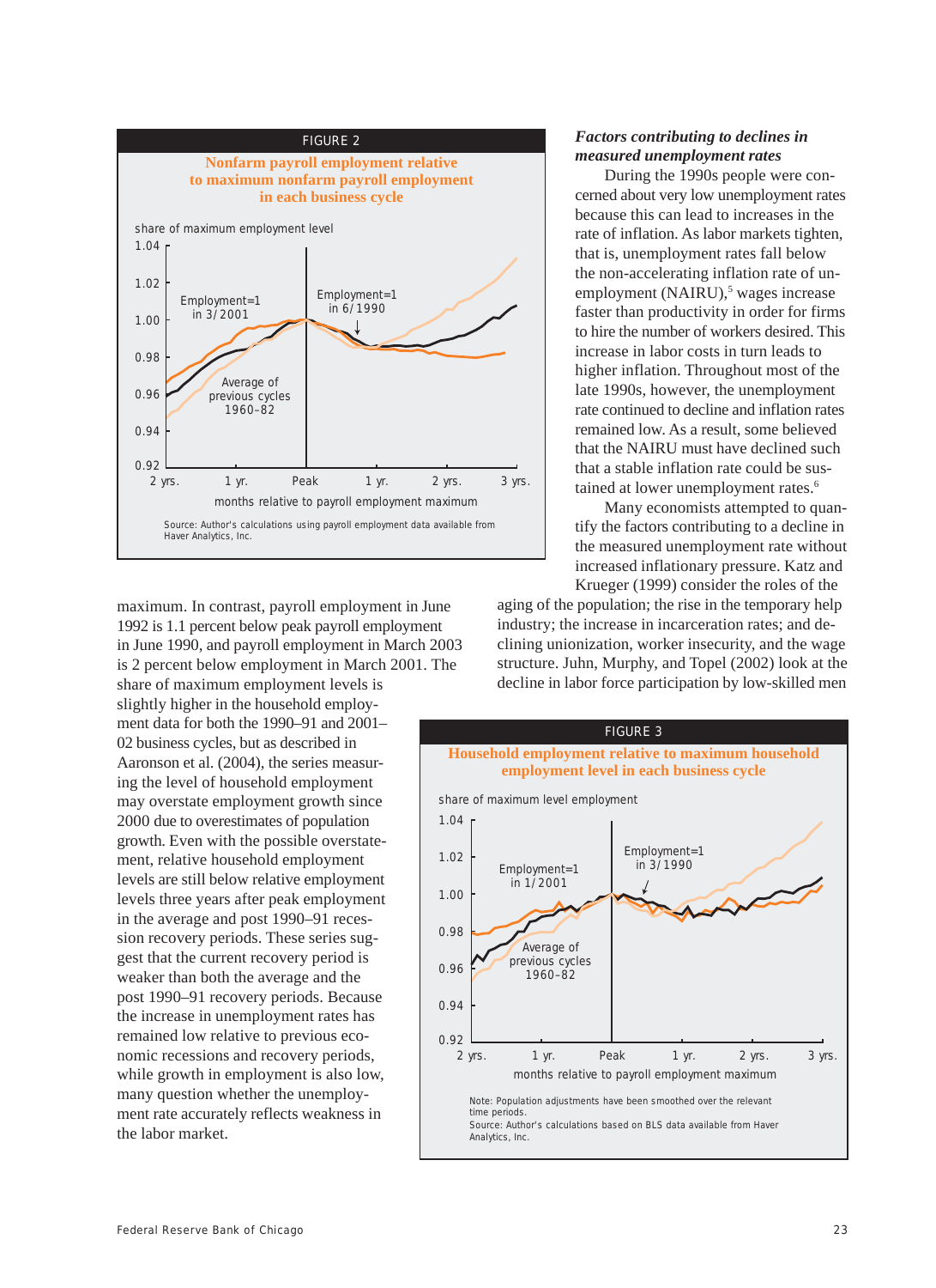FIGURE 2

**Nonfarm payroll employment relative to maximum nonfarm payroll employment in each business cycle**

Source: Author's calculations using payroll employment data available from Haver Analytics, Inc.

maximum. In contrast, payroll employment in June 1992 is 1.1 percent below peak payroll employment in June 1990, and payroll employment in March 2003 is 2 percent below employment in March 2001. The share of maximum employment levels is slightly higher in the household employment data for both the 1990–91 and 2001–02 business cycles, but as described in Aaronson et al. (2004), the series measuring the level of household employment may overstate employment growth since 2000 due to overestimates of population growth. Even with the possible overstatement, relative household employment levels are still below relative employment levels three years after peak employment in the average and post 1990–91 recession recovery periods. These series suggest that the current recovery period is weaker than both the average and the post 1990–91 recovery periods. Because the increase in unemployment rates has remained low relative to previous economic recessions and recovery periods, while growth in employment is also low, many question whether the unemployment rate accurately reflects weakness in the labor market.

### *Factors contributing to declines in measured unemployment rates*

During the 1990s people were concerned about very low unemployment rates because this can lead to increases in the rate of inflation. As labor markets tighten, that is, unemployment rates fall below the non-accelerating inflation rate of unemployment (NAIRU),[5] wages increase faster than productivity in order for firms to hire the number of workers desired. This increase in labor costs in turn leads to higher inflation. Throughout most of the late 1990s, however, the unemployment rate continued to decline and inflation rates remained low. As a result, some believed that the NAIRU must have declined such that a stable inflation rate could be sustained at lower unemployment rates.[6]

Many economists attempted to quantify the factors contributing to a decline in the measured unemployment rate without increased inflationary pressure. Katz and Krueger (1999) consider the roles of the aging of the population; the rise in the temporary help industry; the increase in incarceration rates; and declining unionization, worker insecurity, and the wage structure. Juhn, Murphy, and Topel (2002) look at the decline in labor force participation by low-skilled men

FIGURE 3

**Household employment relative to maximum household employment level in each business cycle**

Note: Population adjustments have been smoothed over the relevant time periods.
Source: Author's calculations based on BLS data available from Haver Analytics, Inc.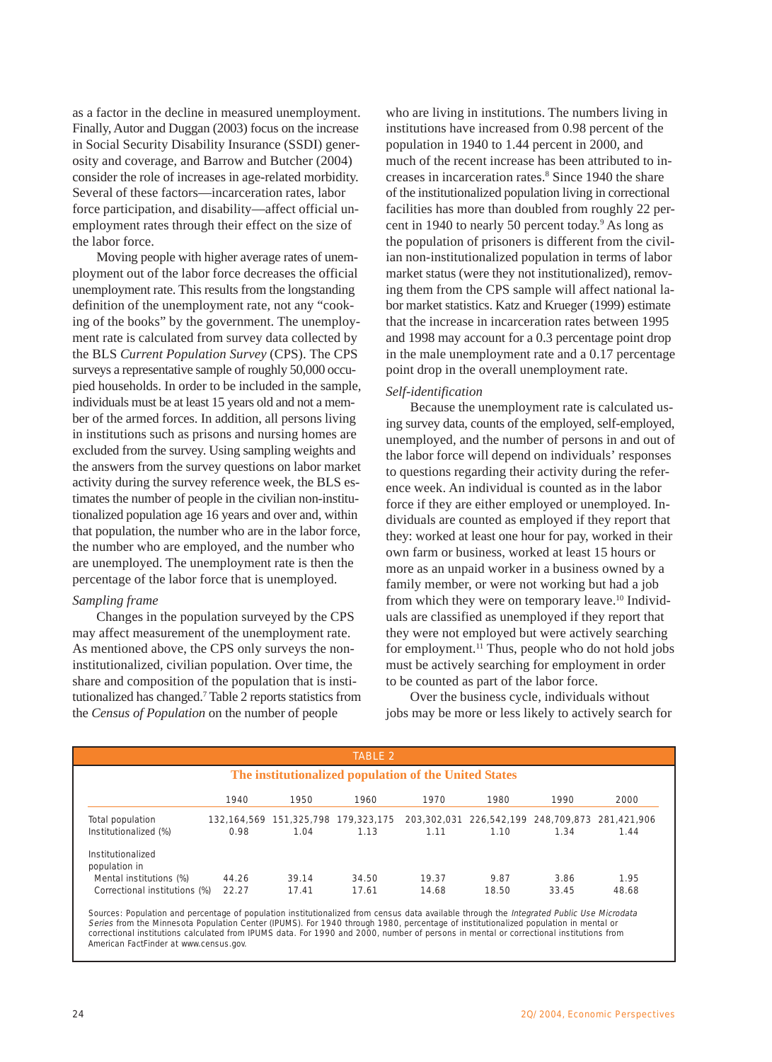as a factor in the decline in measured unemployment. Finally, Autor and Duggan (2003) focus on the increase in Social Security Disability Insurance (SSDI) generosity and coverage, and Barrow and Butcher (2004) consider the role of increases in age-related morbidity. Several of these factors—incarceration rates, labor force participation, and disability—affect official unemployment rates through their effect on the size of the labor force.

Moving people with higher average rates of unemployment out of the labor force decreases the official unemployment rate. This results from the longstanding definition of the unemployment rate, not any "cooking of the books" by the government. The unemployment rate is calculated from survey data collected by the BLS *Current Population Survey* (CPS). The CPS surveys a representative sample of roughly 50,000 occupied households. In order to be included in the sample, individuals must be at least 15 years old and not a member of the armed forces. In addition, all persons living in institutions such as prisons and nursing homes are excluded from the survey. Using sampling weights and the answers from the survey questions on labor market activity during the survey reference week, the BLS estimates the number of people in the civilian non-institutionalized population age 16 years and over and, within that population, the number who are in the labor force, the number who are employed, and the number who are unemployed. The unemployment rate is then the percentage of the labor force that is unemployed.

*Sampling frame*

Changes in the population surveyed by the CPS may affect measurement of the unemployment rate. As mentioned above, the CPS only surveys the non-institutionalized, civilian population. Over time, the share and composition of the population that is institutionalized has changed.[7] Table 2 reports statistics from the *Census of Population* on the number of people who are living in institutions. The numbers living in institutions have increased from 0.98 percent of the population in 1940 to 1.44 percent in 2000, and much of the recent increase has been attributed to increases in incarceration rates.[8] Since 1940 the share of the institutionalized population living in correctional facilities has more than doubled from roughly 22 percent in 1940 to nearly 50 percent today.[9] As long as the population of prisoners is different from the civilian non-institutionalized population in terms of labor market status (were they not institutionalized), removing them from the CPS sample will affect national labor market statistics. Katz and Krueger (1999) estimate that the increase in incarceration rates between 1995 and 1998 may account for a 0.3 percentage point drop in the male unemployment rate and a 0.17 percentage point drop in the overall unemployment rate.

*Self-identification*

Because the unemployment rate is calculated using survey data, counts of the employed, self-employed, unemployed, and the number of persons in and out of the labor force will depend on individuals' responses to questions regarding their activity during the reference week. An individual is counted as in the labor force if they are either employed or unemployed. Individuals are counted as employed if they report that they: worked at least one hour for pay, worked in their own farm or business, worked at least 15 hours or more as an unpaid worker in a business owned by a family member, or were not working but had a job from which they were on temporary leave.[10] Individuals are classified as unemployed if they report that they were not employed but were actively searching for employment.[11] Thus, people who do not hold jobs must be actively searching for employment in order to be counted as part of the labor force.

Over the business cycle, individuals without jobs may be more or less likely to actively search for

TABLE 2

**The institutionalized population of the United States**

| | 1940 | 1950 | 1960 | 1970 | 1980 | 1990 | 2000 |
|---|---|---|---|---|---|---|---|
| Total population | 132,164,569 | 151,325,798 | 179,323,175 | 203,302,031 | 226,542,199 | 248,709,873 | 281,421,906 |
| Institutionalized (%) | 0.98 | 1.04 | 1.13 | 1.11 | 1.10 | 1.34 | 1.44 |
| Institutionalized population in | | | | | | | |
| Mental institutions (%) | 44.26 | 39.14 | 34.50 | 19.37 | 9.87 | 3.86 | 1.95 |
| Correctional institutions (%) | 22.27 | 17.41 | 17.61 | 14.68 | 18.50 | 33.45 | 48.68 |

Sources: Population and percentage of population institutionalized from census data available through the *Integrated Public Use Microdata Series* from the Minnesota Population Center (IPUMS). For 1940 through 1980, percentage of institutionalized population in mental or correctional institutions calculated from IPUMS data. For 1990 and 2000, number of persons in mental or correctional institutions from American FactFinder at www.census.gov.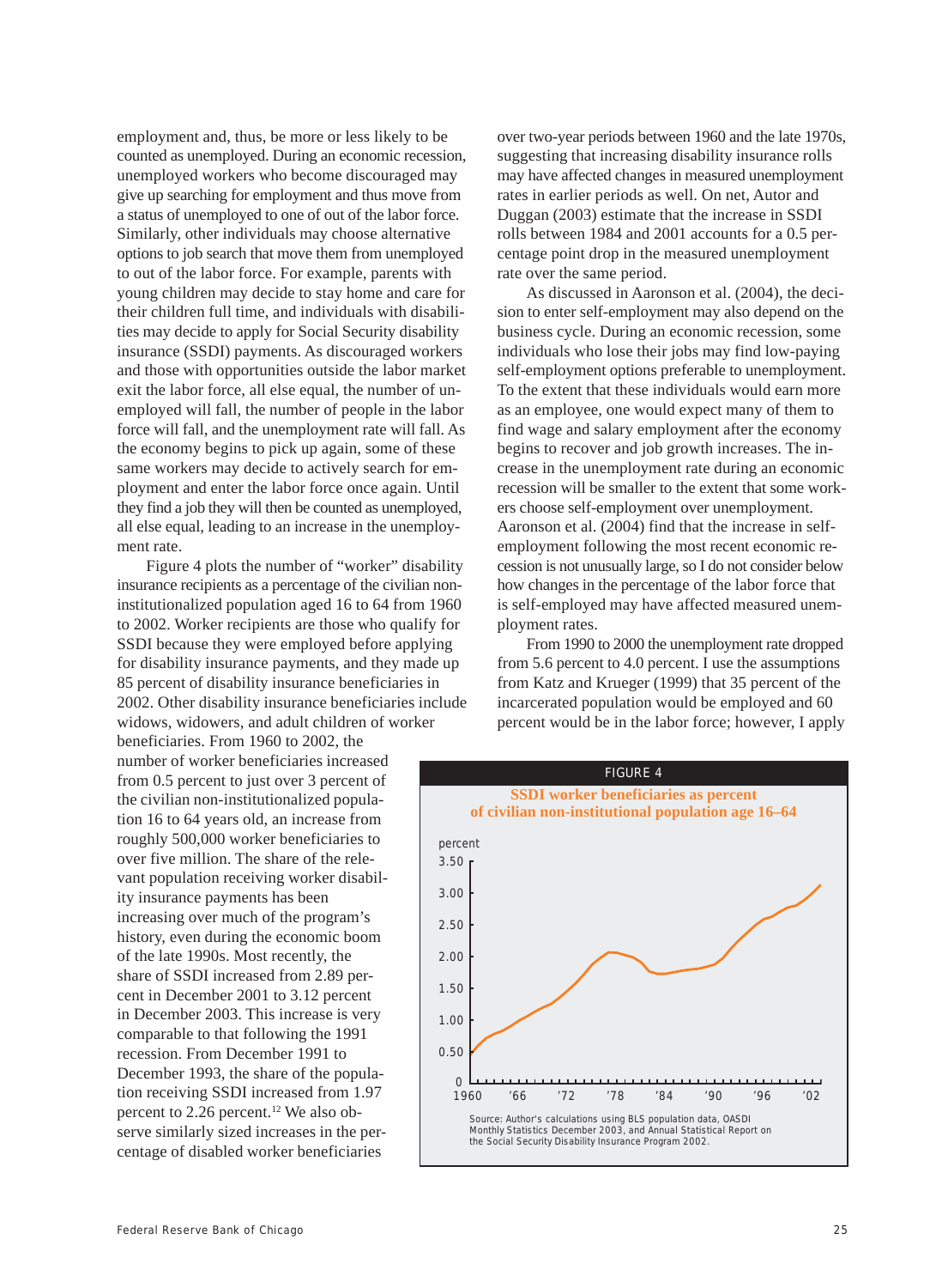employment and, thus, be more or less likely to be counted as unemployed. During an economic recession, unemployed workers who become discouraged may give up searching for employment and thus move from a status of unemployed to one of out of the labor force. Similarly, other individuals may choose alternative options to job search that move them from unemployed to out of the labor force. For example, parents with young children may decide to stay home and care for their children full time, and individuals with disabilities may decide to apply for Social Security disability insurance (SSDI) payments. As discouraged workers and those with opportunities outside the labor market exit the labor force, all else equal, the number of unemployed will fall, the number of people in the labor force will fall, and the unemployment rate will fall. As the economy begins to pick up again, some of these same workers may decide to actively search for employment and enter the labor force once again. Until they find a job they will then be counted as unemployed, all else equal, leading to an increase in the unemployment rate.

Figure 4 plots the number of "worker" disability insurance recipients as a percentage of the civilian non-institutionalized population aged 16 to 64 from 1960 to 2002. Worker recipients are those who qualify for SSDI because they were employed before applying for disability insurance payments, and they made up 85 percent of disability insurance beneficiaries in 2002. Other disability insurance beneficiaries include widows, widowers, and adult children of worker beneficiaries. From 1960 to 2002, the number of worker beneficiaries increased from 0.5 percent to just over 3 percent of the civilian non-institutionalized population 16 to 64 years old, an increase from roughly 500,000 worker beneficiaries to over five million. The share of the relevant population receiving worker disability insurance payments has been increasing over much of the program's history, even during the economic boom of the late 1990s. Most recently, the share of SSDI increased from 2.89 percent in December 2001 to 3.12 percent in December 2003. This increase is very comparable to that following the 1991 recession. From December 1991 to December 1993, the share of the population receiving SSDI increased from 1.97 percent to 2.26 percent.[12] We also observe similarly sized increases in the percentage of disabled worker beneficiaries over two-year periods between 1960 and the late 1970s, suggesting that increasing disability insurance rolls may have affected changes in measured unemployment rates in earlier periods as well. On net, Autor and Duggan (2003) estimate that the increase in SSDI rolls between 1984 and 2001 accounts for a 0.5 percentage point drop in the measured unemployment rate over the same period.

As discussed in Aaronson et al. (2004), the decision to enter self-employment may also depend on the business cycle. During an economic recession, some individuals who lose their jobs may find low-paying self-employment options preferable to unemployment. To the extent that these individuals would earn more as an employee, one would expect many of them to find wage and salary employment after the economy begins to recover and job growth increases. The increase in the unemployment rate during an economic recession will be smaller to the extent that some workers choose self-employment over unemployment. Aaronson et al. (2004) find that the increase in self-employment following the most recent economic recession is not unusually large, so I do not consider below how changes in the percentage of the labor force that is self-employed may have affected measured unemployment rates.

From 1990 to 2000 the unemployment rate dropped from 5.6 percent to 4.0 percent. I use the assumptions from Katz and Krueger (1999) that 35 percent of the incarcerated population would be employed and 60 percent would be in the labor force; however, I apply

FIGURE 4

SSDI worker beneficiaries as percent of civilian non-institutional population age 16–64

Source: Author's calculations using BLS population data, OASDI Monthly Statistics December 2003, and Annual Statistical Report on the Social Security Disability Insurance Program 2002.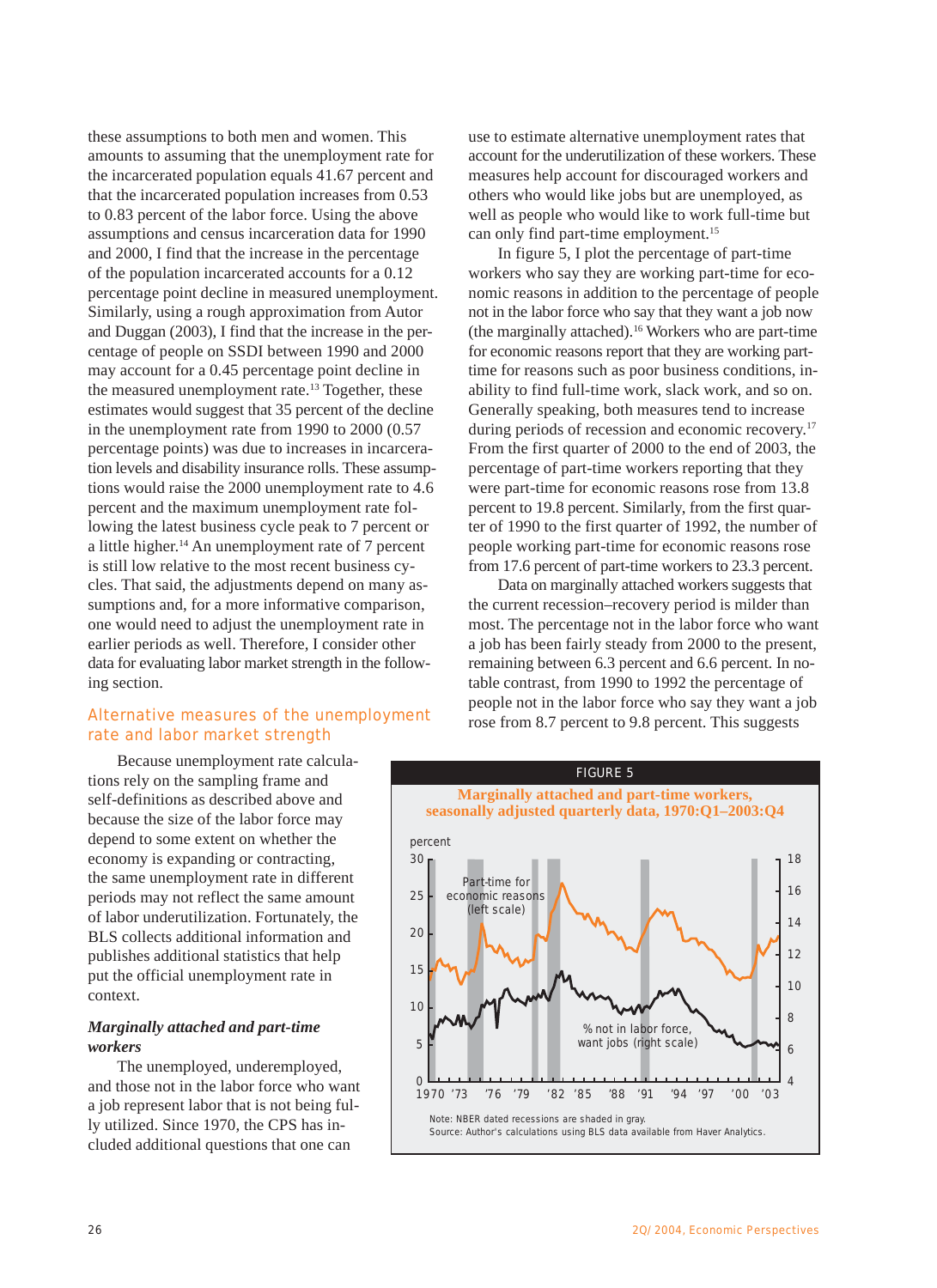these assumptions to both men and women. This amounts to assuming that the unemployment rate for the incarcerated population equals 41.67 percent and that the incarcerated population increases from 0.53 to 0.83 percent of the labor force. Using the above assumptions and census incarceration data for 1990 and 2000, I find that the increase in the percentage of the population incarcerated accounts for a 0.12 percentage point decline in measured unemployment. Similarly, using a rough approximation from Autor and Duggan (2003), I find that the increase in the percentage of people on SSDI between 1990 and 2000 may account for a 0.45 percentage point decline in the measured unemployment rate.[13] Together, these estimates would suggest that 35 percent of the decline in the unemployment rate from 1990 to 2000 (0.57 percentage points) was due to increases in incarceration levels and disability insurance rolls. These assumptions would raise the 2000 unemployment rate to 4.6 percent and the maximum unemployment rate following the latest business cycle peak to 7 percent or a little higher.[14] An unemployment rate of 7 percent is still low relative to the most recent business cycles. That said, the adjustments depend on many assumptions and, for a more informative comparison, one would need to adjust the unemployment rate in earlier periods as well. Therefore, I consider other data for evaluating labor market strength in the following section.

## Alternative measures of the unemployment rate and labor market strength

Because unemployment rate calculations rely on the sampling frame and self-definitions as described above and because the size of the labor force may depend to some extent on whether the economy is expanding or contracting, the same unemployment rate in different periods may not reflect the same amount of labor underutilization. Fortunately, the BLS collects additional information and publishes additional statistics that help put the official unemployment rate in context.

### *Marginally attached and part-time workers*

The unemployed, underemployed, and those not in the labor force who want a job represent labor that is not being fully utilized. Since 1970, the CPS has included additional questions that one can use to estimate alternative unemployment rates that account for the underutilization of these workers. These measures help account for discouraged workers and others who would like jobs but are unemployed, as well as people who would like to work full-time but can only find part-time employment.[15]

In figure 5, I plot the percentage of part-time workers who say they are working part-time for economic reasons in addition to the percentage of people not in the labor force who say that they want a job now (the marginally attached).[16] Workers who are part-time for economic reasons report that they are working part-time for reasons such as poor business conditions, inability to find full-time work, slack work, and so on. Generally speaking, both measures tend to increase during periods of recession and economic recovery.[17] From the first quarter of 2000 to the end of 2003, the percentage of part-time workers reporting that they were part-time for economic reasons rose from 13.8 percent to 19.8 percent. Similarly, from the first quarter of 1990 to the first quarter of 1992, the number of people working part-time for economic reasons rose from 17.6 percent of part-time workers to 23.3 percent.

Data on marginally attached workers suggests that the current recession–recovery period is milder than most. The percentage not in the labor force who want a job has been fairly steady from 2000 to the present, remaining between 6.3 percent and 6.6 percent. In notable contrast, from 1990 to 1992 the percentage of people not in the labor force who say they want a job rose from 8.7 percent to 9.8 percent. This suggests

FIGURE 5

**Marginally attached and part-time workers, seasonally adjusted quarterly data, 1970:Q1–2003:Q4**

Note: NBER dated recessions are shaded in gray.
Source: Author's calculations using BLS data available from Haver Analytics.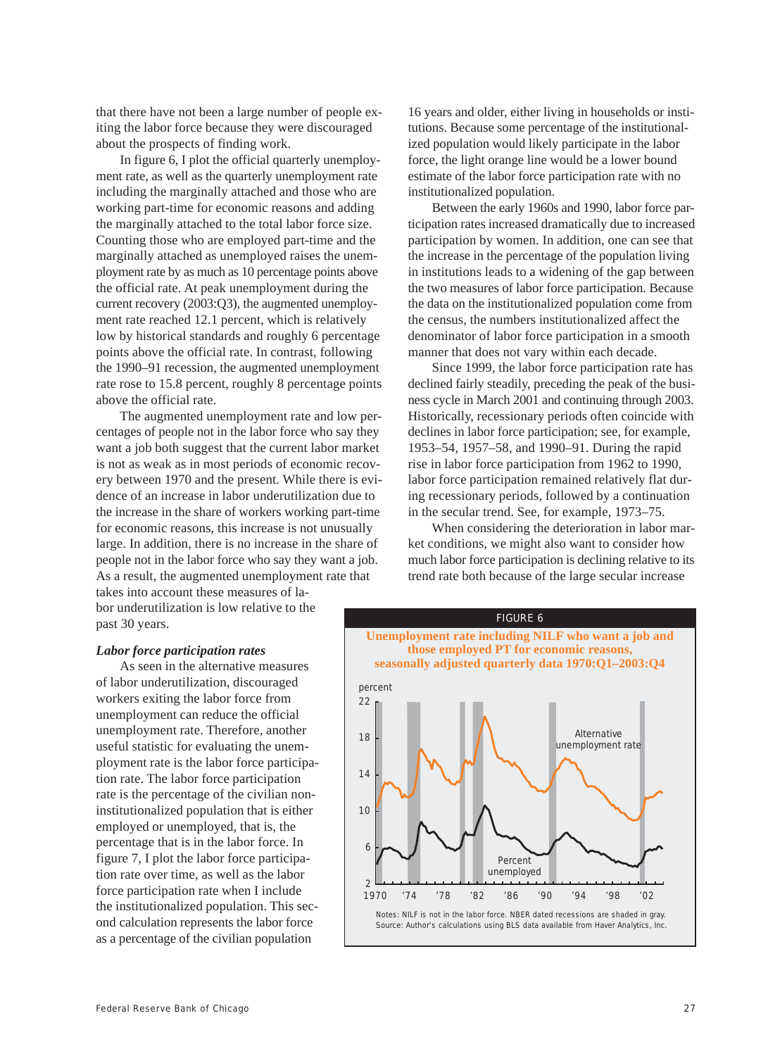that there have not been a large number of people exiting the labor force because they were discouraged about the prospects of finding work.

In figure 6, I plot the official quarterly unemployment rate, as well as the quarterly unemployment rate including the marginally attached and those who are working part-time for economic reasons and adding the marginally attached to the total labor force size. Counting those who are employed part-time and the marginally attached as unemployed raises the unemployment rate by as much as 10 percentage points above the official rate. At peak unemployment during the current recovery (2003:Q3), the augmented unemployment rate reached 12.1 percent, which is relatively low by historical standards and roughly 6 percentage points above the official rate. In contrast, following the 1990–91 recession, the augmented unemployment rate rose to 15.8 percent, roughly 8 percentage points above the official rate.

The augmented unemployment rate and low percentages of people not in the labor force who say they want a job both suggest that the current labor market is not as weak as in most periods of economic recovery between 1970 and the present. While there is evidence of an increase in labor underutilization due to the increase in the share of workers working part-time for economic reasons, this increase is not unusually large. In addition, there is no increase in the share of people not in the labor force who say they want a job. As a result, the augmented unemployment rate that takes into account these measures of labor underutilization is low relative to the past 30 years.

### *Labor force participation rates*

As seen in the alternative measures of labor underutilization, discouraged workers exiting the labor force from unemployment can reduce the official unemployment rate. Therefore, another useful statistic for evaluating the unemployment rate is the labor force participation rate. The labor force participation rate is the percentage of the civilian noninstitutionalized population that is either employed or unemployed, that is, the percentage that is in the labor force. In figure 7, I plot the labor force participation rate over time, as well as the labor force participation rate when I include the institutionalized population. This second calculation represents the labor force as a percentage of the civilian population 16 years and older, either living in households or institutions. Because some percentage of the institutionalized population would likely participate in the labor force, the light orange line would be a lower bound estimate of the labor force participation rate with no institutionalized population.

Between the early 1960s and 1990, labor force participation rates increased dramatically due to increased participation by women. In addition, one can see that the increase in the percentage of the population living in institutions leads to a widening of the gap between the two measures of labor force participation. Because the data on the institutionalized population come from the census, the numbers institutionalized affect the denominator of labor force participation in a smooth manner that does not vary within each decade.

Since 1999, the labor force participation rate has declined fairly steadily, preceding the peak of the business cycle in March 2001 and continuing through 2003. Historically, recessionary periods often coincide with declines in labor force participation; see, for example, 1953–54, 1957–58, and 1990–91. During the rapid rise in labor force participation from 1962 to 1990, labor force participation remained relatively flat during recessionary periods, followed by a continuation in the secular trend. See, for example, 1973–75.

When considering the deterioration in labor market conditions, we might also want to consider how much labor force participation is declining relative to its trend rate both because of the large secular increase

FIGURE 6

**Unemployment rate including NILF who want a job and those employed PT for economic reasons, seasonally adjusted quarterly data 1970:Q1–2003:Q4**

Notes: NILF is not in the labor force. NBER dated recessions are shaded in gray.
Source: Author's calculations using BLS data available from Haver Analytics, Inc.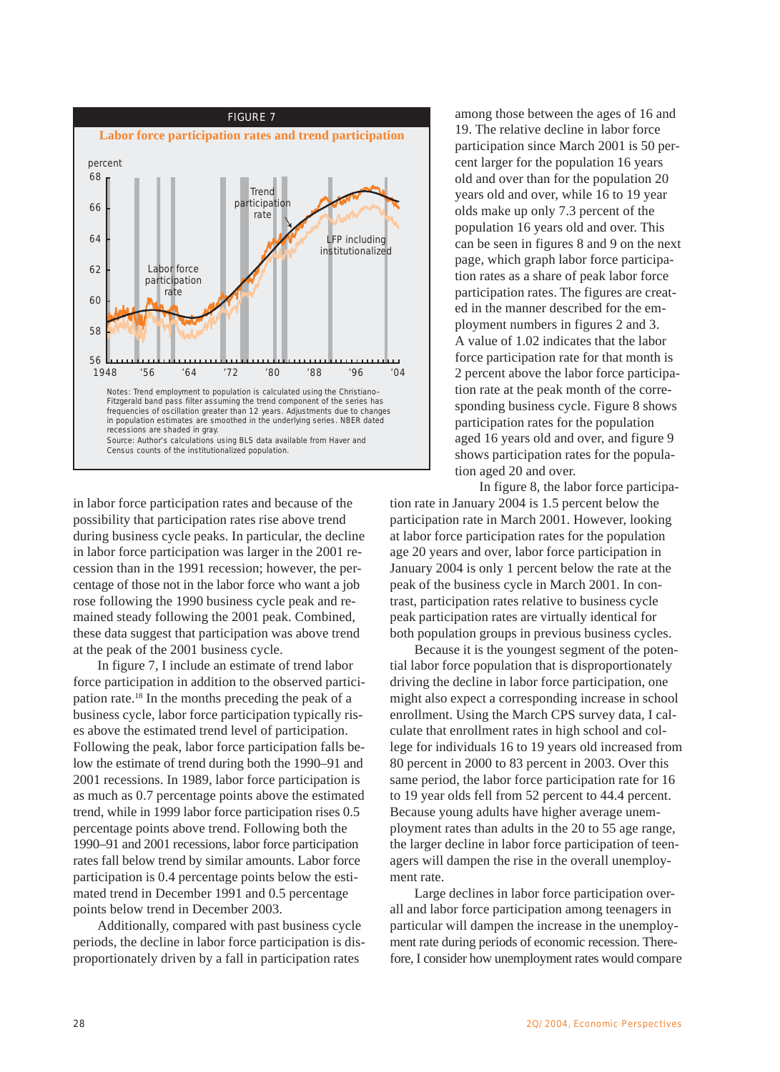FIGURE 7

**Labor force participation rates and trend participation**

Notes: Trend employment to population is calculated using the Christiano-Fitzgerald band pass filter assuming the trend component of the series has frequencies of oscillation greater than 12 years. Adjustments due to changes in population estimates are smoothed in the underlying series. NBER dated recessions are shaded in gray.
Source: Author's calculations using BLS data available from Haver and Census counts of the institutionalized population.

among those between the ages of 16 and 19. The relative decline in labor force participation since March 2001 is 50 percent larger for the population 16 years old and over than for the population 20 years old and over, while 16 to 19 year olds make up only 7.3 percent of the population 16 years old and over. This can be seen in figures 8 and 9 on the next page, which graph labor force participation rates as a share of peak labor force participation rates. The figures are created in the manner described for the employment numbers in figures 2 and 3. A value of 1.02 indicates that the labor force participation rate for that month is 2 percent above the labor force participation rate at the peak month of the corresponding business cycle. Figure 8 shows participation rates for the population aged 16 years old and over, and figure 9 shows participation rates for the population aged 20 and over.

In figure 8, the labor force participation rate in January 2004 is 1.5 percent below the participation rate in March 2001. However, looking at labor force participation rates for the population age 20 years and over, labor force participation in January 2004 is only 1 percent below the rate at the peak of the business cycle in March 2001. In contrast, participation rates relative to business cycle peak participation rates are virtually identical for both population groups in previous business cycles.

Because it is the youngest segment of the potential labor force population that is disproportionately driving the decline in labor force participation, one might also expect a corresponding increase in school enrollment. Using the March CPS survey data, I calculate that enrollment rates in high school and college for 16 to 19 years old increased from 80 percent in 2000 to 83 percent in 2003. Over this same period, the labor force participation rate for 16 to 19 year olds fell from 52 percent to 44.4 percent. Because young adults have higher average unemployment rates than adults in the 20 to 55 age range, the larger decline in labor force participation of teenagers will dampen the rise in the overall unemployment rate.

Large declines in labor force participation overall and labor force participation among teenagers in particular will dampen the increase in the unemployment rate during periods of economic recession. Therefore, I consider how unemployment rates would compare

in labor force participation rates and because of the possibility that participation rates rise above trend during business cycle peaks. In particular, the decline in labor force participation was larger in the 2001 recession than in the 1991 recession; however, the percentage of those not in the labor force who want a job rose following the 1990 business cycle peak and remained steady following the 2001 peak. Combined, these data suggest that participation was above trend at the peak of the 2001 business cycle.

In figure 7, I include an estimate of trend labor force participation in addition to the observed participation rate.[18] In the months preceding the peak of a business cycle, labor force participation typically rises above the estimated trend level of participation. Following the peak, labor force participation falls below the estimate of trend during both the 1990–91 and 2001 recessions. In 1989, labor force participation is as much as 0.7 percentage points above the estimated trend, while in 1999 labor force participation rises 0.5 percentage points above trend. Following both the 1990–91 and 2001 recessions, labor force participation rates fall below trend by similar amounts. Labor force participation is 0.4 percentage points below the estimated trend in December 1991 and 0.5 percentage points below trend in December 2003.

Additionally, compared with past business cycle periods, the decline in labor force participation is disproportionately driven by a fall in participation rates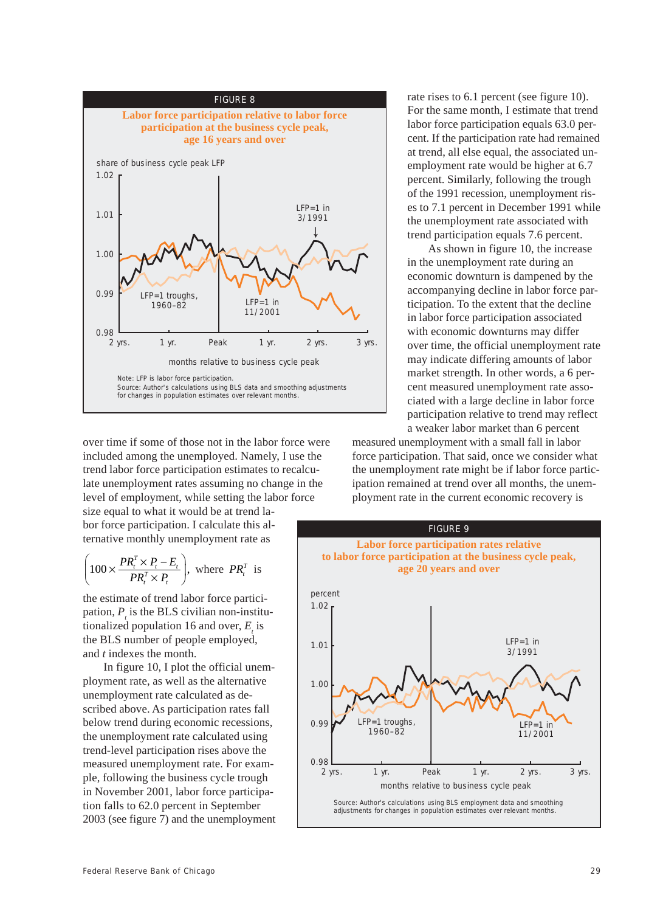FIGURE 8

**Labor force participation relative to labor force participation at the business cycle peak, age 16 years and over**

share of business cycle peak LFP

Note: LFP is labor force participation.
Source: Author's calculations using BLS data and smoothing adjustments for changes in population estimates over relevant months.

rate rises to 6.1 percent (see figure 10). For the same month, I estimate that trend labor force participation equals 63.0 percent. If the participation rate had remained at trend, all else equal, the associated unemployment rate would be higher at 6.7 percent. Similarly, following the trough of the 1991 recession, unemployment rises to 7.1 percent in December 1991 while the unemployment rate associated with trend participation equals 7.6 percent.

As shown in figure 10, the increase in the unemployment rate during an economic downturn is dampened by the accompanying decline in labor force participation. To the extent that the decline in labor force participation associated with economic downturns may differ over time, the official unemployment rate may indicate differing amounts of labor market strength. In other words, a 6 percent measured unemployment rate associated with a large decline in labor force participation relative to trend may reflect a weaker labor market than 6 percent measured unemployment with a small fall in labor force participation. That said, once we consider what the unemployment rate might be if labor force participation remained at trend over all months, the unemployment rate in the current economic recovery is

over time if some of those not in the labor force were included among the unemployed. Namely, I use the trend labor force participation estimates to recalculate unemployment rates assuming no change in the level of employment, while setting the labor force size equal to what it would be at trend labor force participation. I calculate this alternative monthly unemployment rate as

$$\left(100 \times \frac{PR_t^T \times P_t - E_t}{PR_t^T \times P_t}\right), \text{ where } PR_t^T \text{ is}$$

the estimate of trend labor force participation, $P_t$ is the BLS civilian non-institutionalized population 16 and over, $E_t$ is the BLS number of people employed, and $t$ indexes the month.

In figure 10, I plot the official unemployment rate, as well as the alternative unemployment rate calculated as described above. As participation rates fall below trend during economic recessions, the unemployment rate calculated using trend-level participation rises above the measured unemployment rate. For example, following the business cycle trough in November 2001, labor force participation falls to 62.0 percent in September 2003 (see figure 7) and the unemployment

FIGURE 9

**Labor force participation rates relative to labor force participation at the business cycle peak, age 20 years and over**

percent

Source: Author's calculations using BLS employment data and smoothing adjustments for changes in population estimates over relevant months.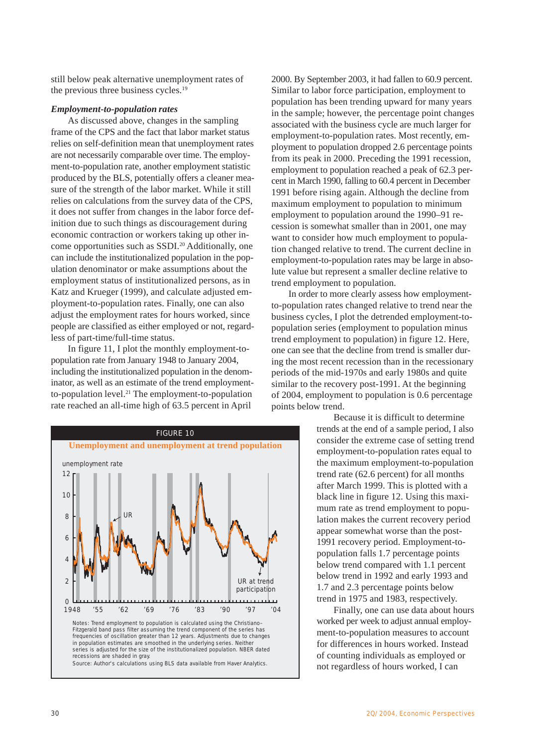still below peak alternative unemployment rates of the previous three business cycles.[19]

### *Employment-to-population rates*

As discussed above, changes in the sampling frame of the CPS and the fact that labor market status relies on self-definition mean that unemployment rates are not necessarily comparable over time. The employment-to-population rate, another employment statistic produced by the BLS, potentially offers a cleaner measure of the strength of the labor market. While it still relies on calculations from the survey data of the CPS, it does not suffer from changes in the labor force definition due to such things as discouragement during economic contraction or workers taking up other income opportunities such as SSDI.[20] Additionally, one can include the institutionalized population in the population denominator or make assumptions about the employment status of institutionalized persons, as in Katz and Krueger (1999), and calculate adjusted employment-to-population rates. Finally, one can also adjust the employment rates for hours worked, since people are classified as either employed or not, regardless of part-time/full-time status.

In figure 11, I plot the monthly employment-to-population rate from January 1948 to January 2004, including the institutionalized population in the denominator, as well as an estimate of the trend employment-to-population level.[21] The employment-to-population rate reached an all-time high of 63.5 percent in April 2000. By September 2003, it had fallen to 60.9 percent. Similar to labor force participation, employment to population has been trending upward for many years in the sample; however, the percentage point changes associated with the business cycle are much larger for employment-to-population rates. Most recently, employment to population dropped 2.6 percentage points from its peak in 2000. Preceding the 1991 recession, employment to population reached a peak of 62.3 percent in March 1990, falling to 60.4 percent in December 1991 before rising again. Although the decline from maximum employment to population to minimum employment to population around the 1990–91 recession is somewhat smaller than in 2001, one may want to consider how much employment to population changed relative to trend. The current decline in employment-to-population rates may be large in absolute value but represent a smaller decline relative to trend employment to population.

In order to more clearly assess how employment-to-population rates changed relative to trend near the business cycles, I plot the detrended employment-to-population series (employment to population minus trend employment to population) in figure 12. Here, one can see that the decline from trend is smaller during the most recent recession than in the recessionary periods of the mid-1970s and early 1980s and quite similar to the recovery post-1991. At the beginning of 2004, employment to population is 0.6 percentage points below trend.

FIGURE 10

**Unemployment and unemployment at trend population**

Notes: Trend employment to population is calculated using the Christiano–Fitzgerald band pass filter assuming the trend component of the series has frequencies of oscillation greater than 12 years. Adjustments due to changes in population estimates are smoothed in the underlying series. Neither series is adjusted for the size of the institutionalized population. NBER dated recessions are shaded in gray.
Source: Author's calculations using BLS data available from Haver Analytics.

Because it is difficult to determine trends at the end of a sample period, I also consider the extreme case of setting trend employment-to-population rates equal to the maximum employment-to-population trend rate (62.6 percent) for all months after March 1999. This is plotted with a black line in figure 12. Using this maximum rate as trend employment to population makes the current recovery period appear somewhat worse than the post-1991 recovery period. Employment-to-population falls 1.7 percentage points below trend compared with 1.1 percent below trend in 1992 and early 1993 and 1.7 and 2.3 percentage points below trend in 1975 and 1983, respectively.

Finally, one can use data about hours worked per week to adjust annual employment-to-population measures to account for differences in hours worked. Instead of counting individuals as employed or not regardless of hours worked, I can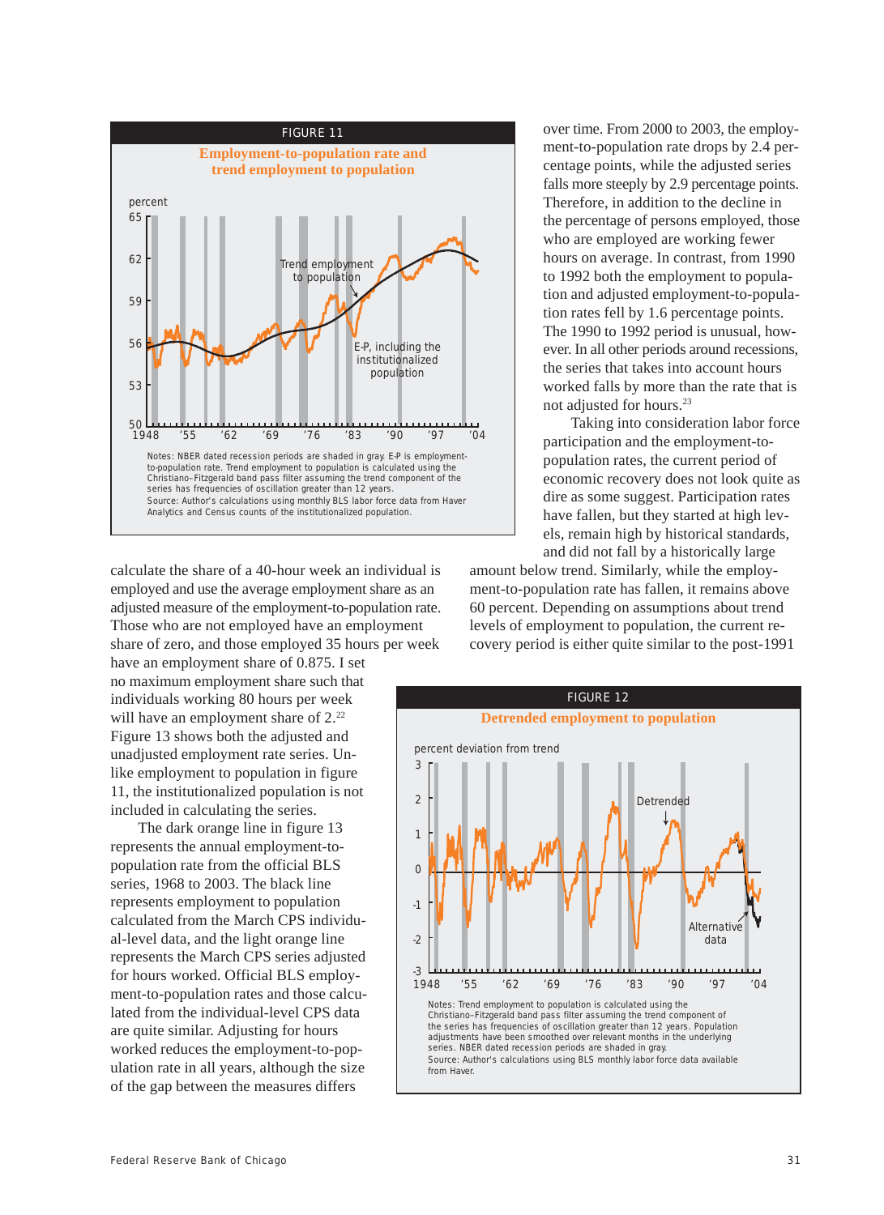FIGURE 11

**Employment-to-population rate and trend employment to population**

Notes: NBER dated recession periods are shaded in gray. E-P is employment-to-population rate. Trend employment to population is calculated using the Christiano–Fitzgerald band pass filter assuming the trend component of the series has frequencies of oscillation greater than 12 years.
Source: Author's calculations using monthly BLS labor force data from Haver Analytics and Census counts of the institutionalized population.

calculate the share of a 40-hour week an individual is employed and use the average employment share as an adjusted measure of the employment-to-population rate. Those who are not employed have an employment share of zero, and those employed 35 hours per week have an employment share of 0.875. I set no maximum employment share such that individuals working 80 hours per week will have an employment share of 2.[22] Figure 13 shows both the adjusted and unadjusted employment rate series. Unlike employment to population in figure 11, the institutionalized population is not included in calculating the series.

The dark orange line in figure 13 represents the annual employment-to-population rate from the official BLS series, 1968 to 2003. The black line represents employment to population calculated from the March CPS individual-level data, and the light orange line represents the March CPS series adjusted for hours worked. Official BLS employment-to-population rates and those calculated from the individual-level CPS data are quite similar. Adjusting for hours worked reduces the employment-to-population rate in all years, although the size of the gap between the measures differs over time. From 2000 to 2003, the employment-to-population rate drops by 2.4 percentage points, while the adjusted series falls more steeply by 2.9 percentage points. Therefore, in addition to the decline in the percentage of persons employed, those who are employed are working fewer hours on average. In contrast, from 1990 to 1992 both the employment to population and adjusted employment-to-population rates fell by 1.6 percentage points. The 1990 to 1992 period is unusual, however. In all other periods around recessions, the series that takes into account hours worked falls by more than the rate that is not adjusted for hours.[23]

Taking into consideration labor force participation and the employment-to-population rates, the current period of economic recovery does not look quite as dire as some suggest. Participation rates have fallen, but they started at high levels, remain high by historical standards, and did not fall by a historically large amount below trend. Similarly, while the employment-to-population rate has fallen, it remains above 60 percent. Depending on assumptions about trend levels of employment to population, the current recovery period is either quite similar to the post-1991

FIGURE 12

**Detrended employment to population**

Notes: Trend employment to population is calculated using the Christiano–Fitzgerald band pass filter assuming the trend component of the series has frequencies of oscillation greater than 12 years. Population adjustments have been smoothed over relevant months in the underlying series. NBER dated recession periods are shaded in gray.
Source: Author's calculations using BLS monthly labor force data available from Haver.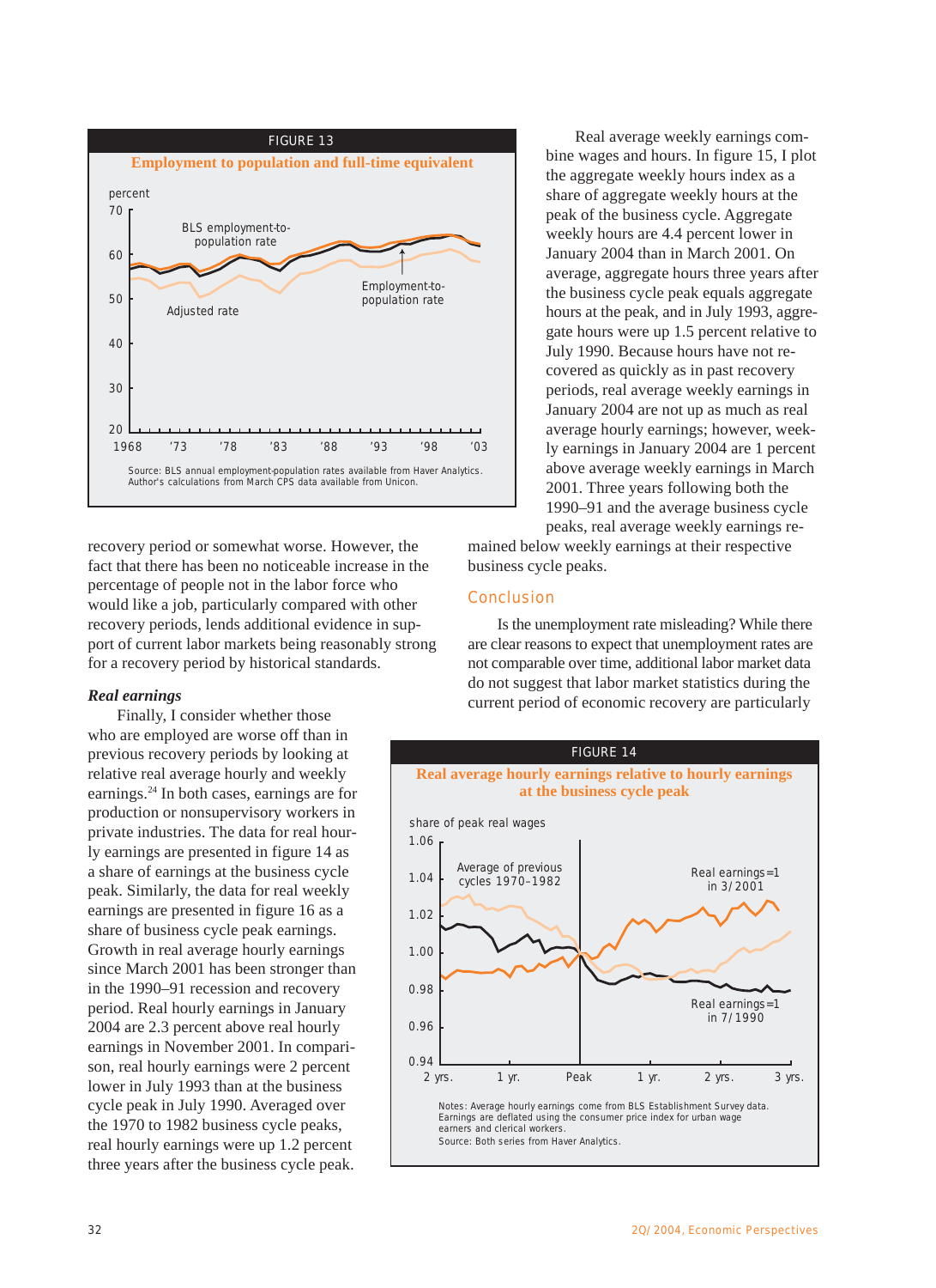FIGURE 13

**Employment to population and full-time equivalent**

percent

Source: BLS annual employment-population rates available from Haver Analytics. Author's calculations from March CPS data available from Unicon.

recovery period or somewhat worse. However, the fact that there has been no noticeable increase in the percentage of people not in the labor force who would like a job, particularly compared with other recovery periods, lends additional evidence in support of current labor markets being reasonably strong for a recovery period by historical standards.

***Real earnings***

Finally, I consider whether those who are employed are worse off than in previous recovery periods by looking at relative real average hourly and weekly earnings.[24] In both cases, earnings are for production or nonsupervisory workers in private industries. The data for real hourly earnings are presented in figure 14 as a share of earnings at the business cycle peak. Similarly, the data for real weekly earnings are presented in figure 16 as a share of business cycle peak earnings. Growth in real average hourly earnings since March 2001 has been stronger than in the 1990–91 recession and recovery period. Real hourly earnings in January 2004 are 2.3 percent above real hourly earnings in November 2001. In comparison, real hourly earnings were 2 percent lower in July 1993 than at the business cycle peak in July 1990. Averaged over the 1970 to 1982 business cycle peaks, real hourly earnings were up 1.2 percent three years after the business cycle peak.

Real average weekly earnings combine wages and hours. In figure 15, I plot the aggregate weekly hours index as a share of aggregate weekly hours at the peak of the business cycle. Aggregate weekly hours are 4.4 percent lower in January 2004 than in March 2001. On average, aggregate hours three years after the business cycle peak equals aggregate hours at the peak, and in July 1993, aggregate hours were up 1.5 percent relative to July 1990. Because hours have not recovered as quickly as in past recovery periods, real average weekly earnings in January 2004 are not up as much as real average hourly earnings; however, weekly earnings in January 2004 are 1 percent above average weekly earnings in March 2001. Three years following both the 1990–91 and the average business cycle peaks, real average weekly earnings remained below weekly earnings at their respective business cycle peaks.

## Conclusion

Is the unemployment rate misleading? While there are clear reasons to expect that unemployment rates are not comparable over time, additional labor market data do not suggest that labor market statistics during the current period of economic recovery are particularly

FIGURE 14

**Real average hourly earnings relative to hourly earnings at the business cycle peak**

share of peak real wages

Notes: Average hourly earnings come from BLS Establishment Survey data. Earnings are deflated using the consumer price index for urban wage earners and clerical workers.
Source: Both series from Haver Analytics.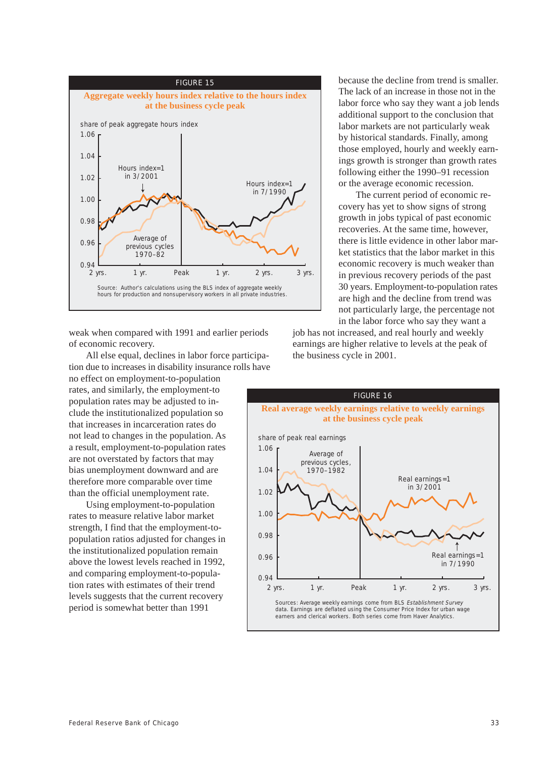**FIGURE 15**

**Aggregate weekly hours index relative to the hours index at the business cycle peak**

Source: Author's calculations using the BLS index of aggregate weekly hours for production and nonsupervisory workers in all private industries.

weak when compared with 1991 and earlier periods of economic recovery.

All else equal, declines in labor force participation due to increases in disability insurance rolls have no effect on employment-to-population rates, and similarly, the employment-to population rates may be adjusted to include the institutionalized population so that increases in incarceration rates do not lead to changes in the population. As a result, employment-to-population rates are not overstated by factors that may bias unemployment downward and are therefore more comparable over time than the official unemployment rate.

Using employment-to-population rates to measure relative labor market strength, I find that the employment-to-population ratios adjusted for changes in the institutionalized population remain above the lowest levels reached in 1992, and comparing employment-to-population rates with estimates of their trend levels suggests that the current recovery period is somewhat better than 1991 because the decline from trend is smaller. The lack of an increase in those not in the labor force who say they want a job lends additional support to the conclusion that labor markets are not particularly weak by historical standards. Finally, among those employed, hourly and weekly earnings growth is stronger than growth rates following either the 1990–91 recession or the average economic recession.

The current period of economic recovery has yet to show signs of strong growth in jobs typical of past economic recoveries. At the same time, however, there is little evidence in other labor market statistics that the labor market in this economic recovery is much weaker than in previous recovery periods of the past 30 years. Employment-to-population rates are high and the decline from trend was not particularly large, the percentage not in the labor force who say they want a job has not increased, and real hourly and weekly earnings are higher relative to levels at the peak of the business cycle in 2001.

**FIGURE 16**

**Real average weekly earnings relative to weekly earnings at the business cycle peak**

Sources: Average weekly earnings come from BLS *Establishment Survey* data. Earnings are deflated using the Consumer Price Index for urban wage earners and clerical workers. Both series come from Haver Analytics.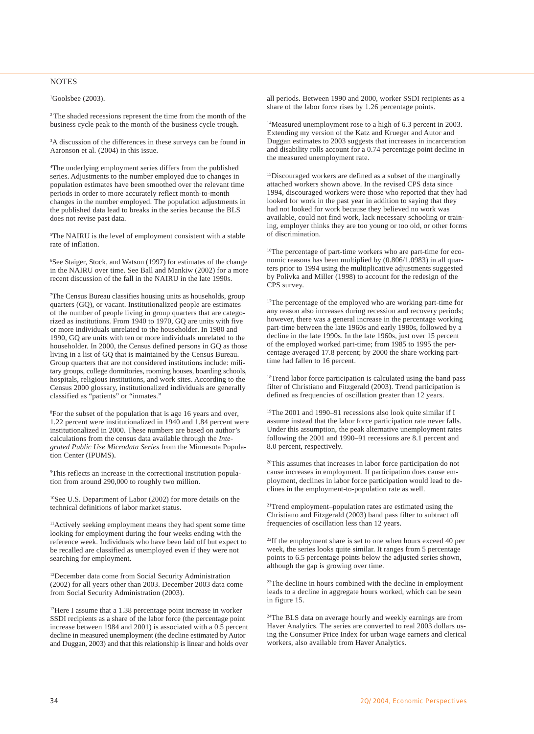## NOTES

[1]Goolsbee (2003).

[2]The shaded recessions represent the time from the month of the business cycle peak to the month of the business cycle trough.

[3]A discussion of the differences in these surveys can be found in Aaronson et al. (2004) in this issue.

[4]The underlying employment series differs from the published series. Adjustments to the number employed due to changes in population estimates have been smoothed over the relevant time periods in order to more accurately reflect month-to-month changes in the number employed. The population adjustments in the published data lead to breaks in the series because the BLS does not revise past data.

[5]The NAIRU is the level of employment consistent with a stable rate of inflation.

[6]See Staiger, Stock, and Watson (1997) for estimates of the change in the NAIRU over time. See Ball and Mankiw (2002) for a more recent discussion of the fall in the NAIRU in the late 1990s.

[7]The Census Bureau classifies housing units as households, group quarters (GQ), or vacant. Institutionalized people are estimates of the number of people living in group quarters that are categorized as institutions. From 1940 to 1970, GQ are units with five or more individuals unrelated to the householder. In 1980 and 1990, GQ are units with ten or more individuals unrelated to the householder. In 2000, the Census defined persons in GQ as those living in a list of GQ that is maintained by the Census Bureau. Group quarters that are not considered institutions include: military groups, college dormitories, rooming houses, boarding schools, hospitals, religious institutions, and work sites. According to the Census 2000 glossary, institutionalized individuals are generally classified as "patients" or "inmates."

[8]For the subset of the population that is age 16 years and over, 1.22 percent were institutionalized in 1940 and 1.84 percent were institutionalized in 2000. These numbers are based on author's calculations from the census data available through the *Integrated Public Use Microdata Series* from the Minnesota Population Center (IPUMS).

[9]This reflects an increase in the correctional institution population from around 290,000 to roughly two million.

[10]See U.S. Department of Labor (2002) for more details on the technical definitions of labor market status.

[11]Actively seeking employment means they had spent some time looking for employment during the four weeks ending with the reference week. Individuals who have been laid off but expect to be recalled are classified as unemployed even if they were not searching for employment.

[12]December data come from Social Security Administration (2002) for all years other than 2003. December 2003 data come from Social Security Administration (2003).

[13]Here I assume that a 1.38 percentage point increase in worker SSDI recipients as a share of the labor force (the percentage point increase between 1984 and 2001) is associated with a 0.5 percent decline in measured unemployment (the decline estimated by Autor and Duggan, 2003) and that this relationship is linear and holds over all periods. Between 1990 and 2000, worker SSDI recipients as a share of the labor force rises by 1.26 percentage points.

[14]Measured unemployment rose to a high of 6.3 percent in 2003. Extending my version of the Katz and Krueger and Autor and Duggan estimates to 2003 suggests that increases in incarceration and disability rolls account for a 0.74 percentage point decline in the measured unemployment rate.

[15]Discouraged workers are defined as a subset of the marginally attached workers shown above. In the revised CPS data since 1994, discouraged workers were those who reported that they had looked for work in the past year in addition to saying that they had not looked for work because they believed no work was available, could not find work, lack necessary schooling or training, employer thinks they are too young or too old, or other forms of discrimination.

[16]The percentage of part-time workers who are part-time for economic reasons has been multiplied by (0.806/1.0983) in all quarters prior to 1994 using the multiplicative adjustments suggested by Polivka and Miller (1998) to account for the redesign of the CPS survey.

[17]The percentage of the employed who are working part-time for any reason also increases during recession and recovery periods; however, there was a general increase in the percentage working part-time between the late 1960s and early 1980s, followed by a decline in the late 1990s. In the late 1960s, just over 15 percent of the employed worked part-time; from 1985 to 1995 the percentage averaged 17.8 percent; by 2000 the share working part-time had fallen to 16 percent.

[18]Trend labor force participation is calculated using the band pass filter of Christiano and Fitzgerald (2003). Trend participation is defined as frequencies of oscillation greater than 12 years.

[19]The 2001 and 1990–91 recessions also look quite similar if I assume instead that the labor force participation rate never falls. Under this assumption, the peak alternative unemployment rates following the 2001 and 1990–91 recessions are 8.1 percent and 8.0 percent, respectively.

[20]This assumes that increases in labor force participation do not cause increases in employment. If participation does cause employment, declines in labor force participation would lead to declines in the employment-to-population rate as well.

[21]Trend employment–population rates are estimated using the Christiano and Fitzgerald (2003) band pass filter to subtract off frequencies of oscillation less than 12 years.

[22]If the employment share is set to one when hours exceed 40 per week, the series looks quite similar. It ranges from 5 percentage points to 6.5 percentage points below the adjusted series shown, although the gap is growing over time.

[23]The decline in hours combined with the decline in employment leads to a decline in aggregate hours worked, which can be seen in figure 15.

[24]The BLS data on average hourly and weekly earnings are from Haver Analytics. The series are converted to real 2003 dollars using the Consumer Price Index for urban wage earners and clerical workers, also available from Haver Analytics.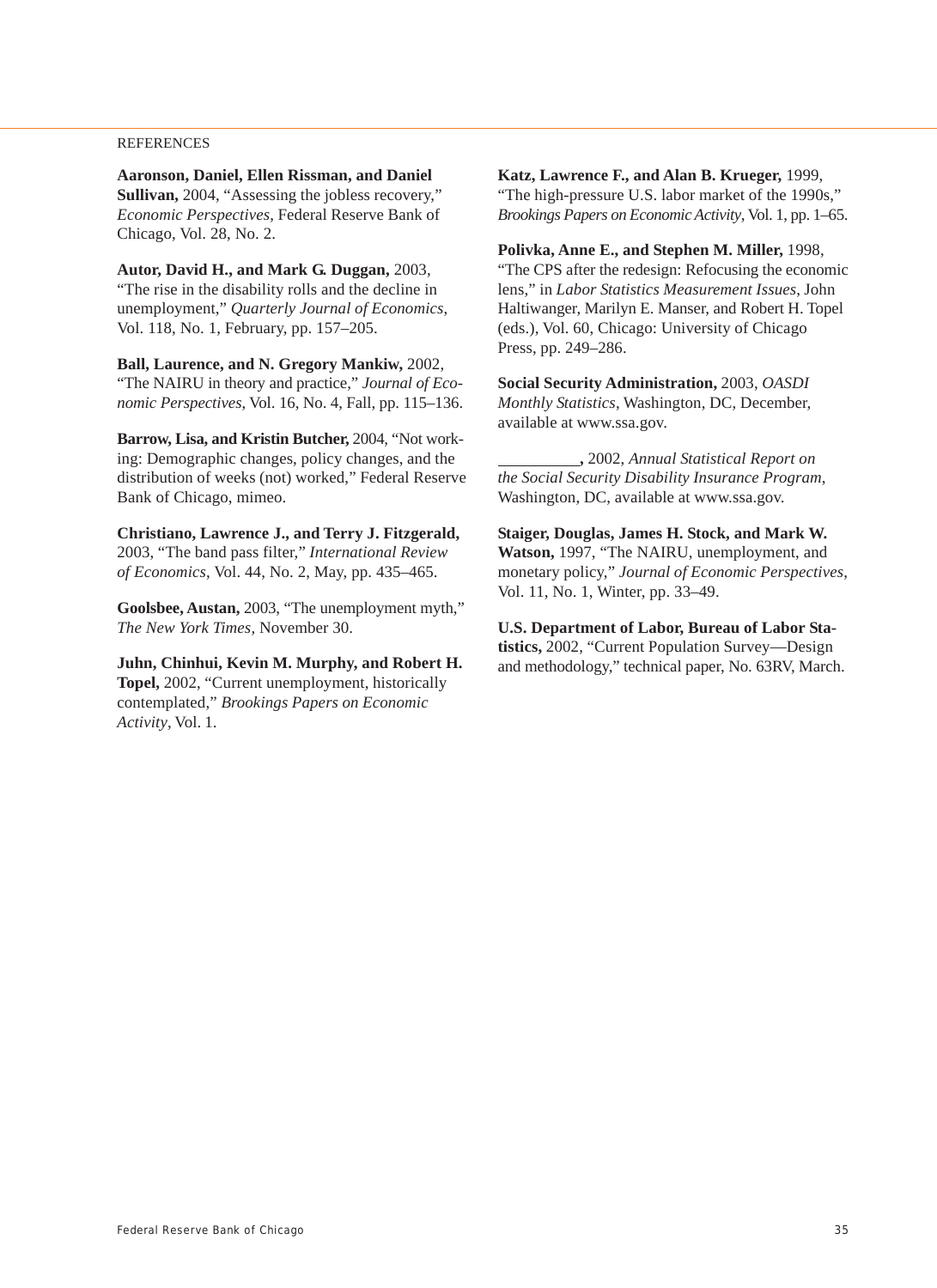## REFERENCES

**Aaronson, Daniel, Ellen Rissman, and Daniel Sullivan,** 2004, "Assessing the jobless recovery," *Economic Perspectives*, Federal Reserve Bank of Chicago, Vol. 28, No. 2.

**Autor, David H., and Mark G. Duggan,** 2003, "The rise in the disability rolls and the decline in unemployment," *Quarterly Journal of Economics*, Vol. 118, No. 1, February, pp. 157–205.

**Ball, Laurence, and N. Gregory Mankiw,** 2002, "The NAIRU in theory and practice," *Journal of Economic Perspectives*, Vol. 16, No. 4, Fall, pp. 115–136.

**Barrow, Lisa, and Kristin Butcher,** 2004, "Not working: Demographic changes, policy changes, and the distribution of weeks (not) worked," Federal Reserve Bank of Chicago, mimeo.

**Christiano, Lawrence J., and Terry J. Fitzgerald,** 2003, "The band pass filter," *International Review of Economics*, Vol. 44, No. 2, May, pp. 435–465.

**Goolsbee, Austan,** 2003, "The unemployment myth," *The New York Times*, November 30.

**Juhn, Chinhui, Kevin M. Murphy, and Robert H. Topel,** 2002, "Current unemployment, historically contemplated," *Brookings Papers on Economic Activity*, Vol. 1.

**Katz, Lawrence F., and Alan B. Krueger,** 1999, "The high-pressure U.S. labor market of the 1990s," *Brookings Papers on Economic Activity*, Vol. 1, pp. 1–65.

**Polivka, Anne E., and Stephen M. Miller,** 1998, "The CPS after the redesign: Refocusing the economic lens," in *Labor Statistics Measurement Issues*, John Haltiwanger, Marilyn E. Manser, and Robert H. Topel (eds.), Vol. 60, Chicago: University of Chicago Press, pp. 249–286.

**Social Security Administration,** 2003, *OASDI Monthly Statistics*, Washington, DC, December, available at www.ssa.gov.

**__________,** 2002, *Annual Statistical Report on the Social Security Disability Insurance Program*, Washington, DC, available at www.ssa.gov.

**Staiger, Douglas, James H. Stock, and Mark W. Watson,** 1997, "The NAIRU, unemployment, and monetary policy," *Journal of Economic Perspectives*, Vol. 11, No. 1, Winter, pp. 33–49.

**U.S. Department of Labor, Bureau of Labor Statistics,** 2002, "Current Population Survey—Design and methodology," technical paper, No. 63RV, March.